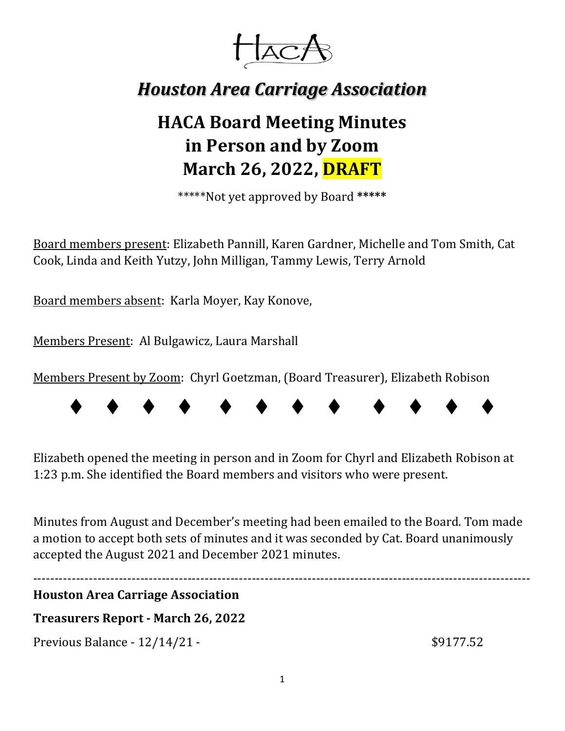# *Houston Area Carriage Association*

## HACA Board Meeting Minutes in Person and by Zoom March 26, 2022, DRAFT

*****Not yet approved by Board *****

Board members present: Elizabeth Pannill, Karen Gardner, Michelle and Tom Smith, Cat Cook, Linda and Keith Yutzy, John Milligan, Tammy Lewis, Terry Arnold

Board members absent: Karla Moyer, Kay Konove,

Members Present: Al Bulgawicz, Laura Marshall

Members Present by Zoom: Chyrl Goetzman, (Board Treasurer), Elizabeth Robison

♦ ♦ ♦ ♦ ♦ ♦ ♦ ♦ ♦ ♦ ♦ ♦

Elizabeth opened the meeting in person and in Zoom for Chyrl and Elizabeth Robison at 1:23 p.m. She identified the Board members and visitors who were present.

Minutes from August and December's meeting had been emailed to the Board. Tom made a motion to accept both sets of minutes and it was seconded by Cat. Board unanimously accepted the August 2021 and December 2021 minutes.

---

**Houston Area Carriage Association**

**Treasurers Report - March 26, 2022**

Previous Balance - 12/14/21 - $9177.52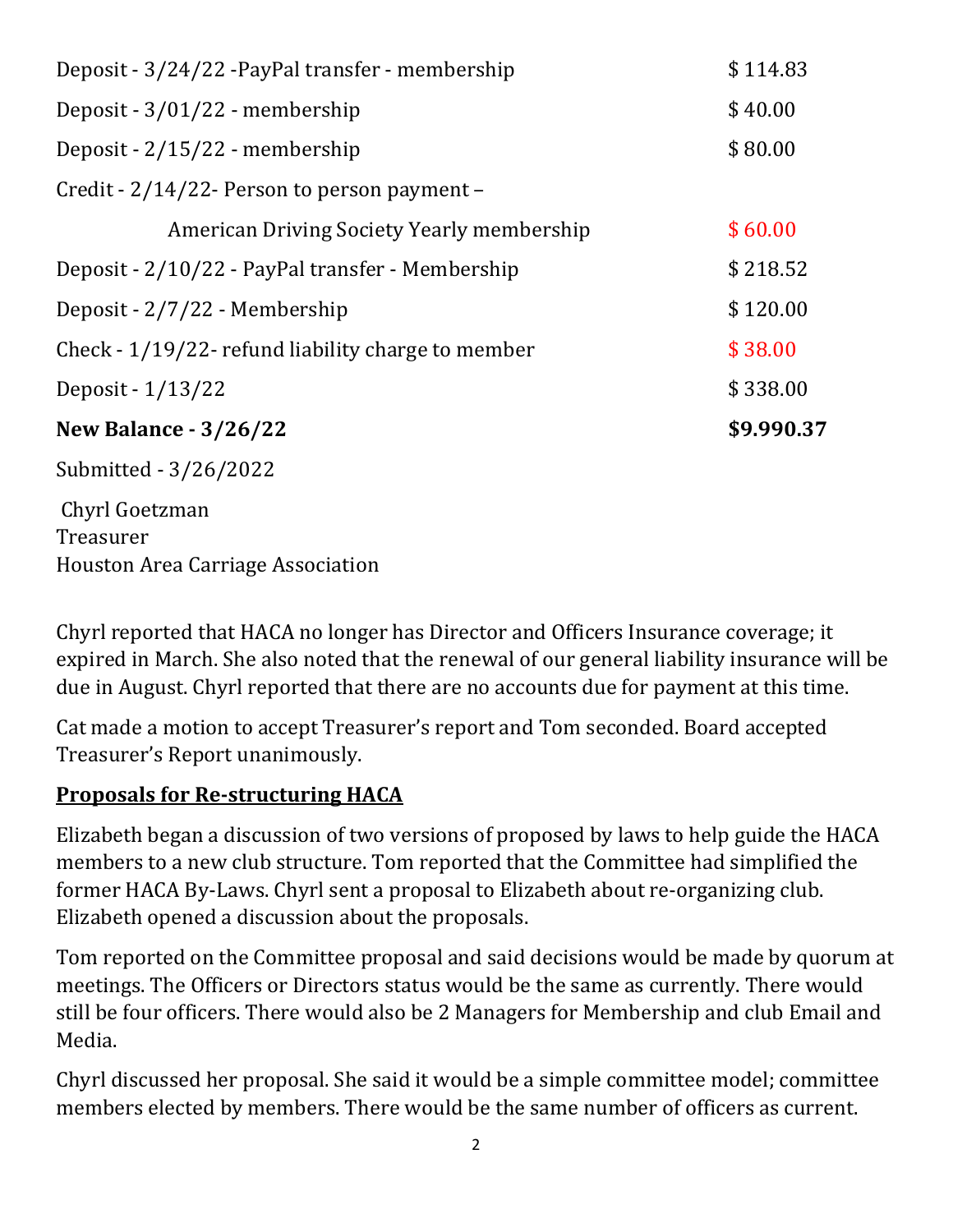| | |
|---|---|
| Deposit - 3/24/22 -PayPal transfer - membership | $ 114.83 |
| Deposit - 3/01/22 - membership | $ 40.00 |
| Deposit - 2/15/22 - membership | $ 80.00 |
| Credit - 2/14/22- Person to person payment – | |
| American Driving Society Yearly membership | $ 60.00 |
| Deposit - 2/10/22 - PayPal transfer - Membership | $ 218.52 |
| Deposit - 2/7/22 - Membership | $ 120.00 |
| Check - 1/19/22- refund liability charge to member | $ 38.00 |
| Deposit - 1/13/22 | $ 338.00 |
| **New Balance - 3/26/22** | **$9.990.37** |

Submitted - 3/26/2022

Chyrl Goetzman
Treasurer
Houston Area Carriage Association

Chyrl reported that HACA no longer has Director and Officers Insurance coverage; it expired in March. She also noted that the renewal of our general liability insurance will be due in August. Chyrl reported that there are no accounts due for payment at this time.

Cat made a motion to accept Treasurer's report and Tom seconded. Board accepted Treasurer's Report unanimously.

## Proposals for Re-structuring HACA

Elizabeth began a discussion of two versions of proposed by laws to help guide the HACA members to a new club structure. Tom reported that the Committee had simplified the former HACA By-Laws. Chyrl sent a proposal to Elizabeth about re-organizing club. Elizabeth opened a discussion about the proposals.

Tom reported on the Committee proposal and said decisions would be made by quorum at meetings. The Officers or Directors status would be the same as currently. There would still be four officers. There would also be 2 Managers for Membership and club Email and Media.

Chyrl discussed her proposal. She said it would be a simple committee model; committee members elected by members. There would be the same number of officers as current.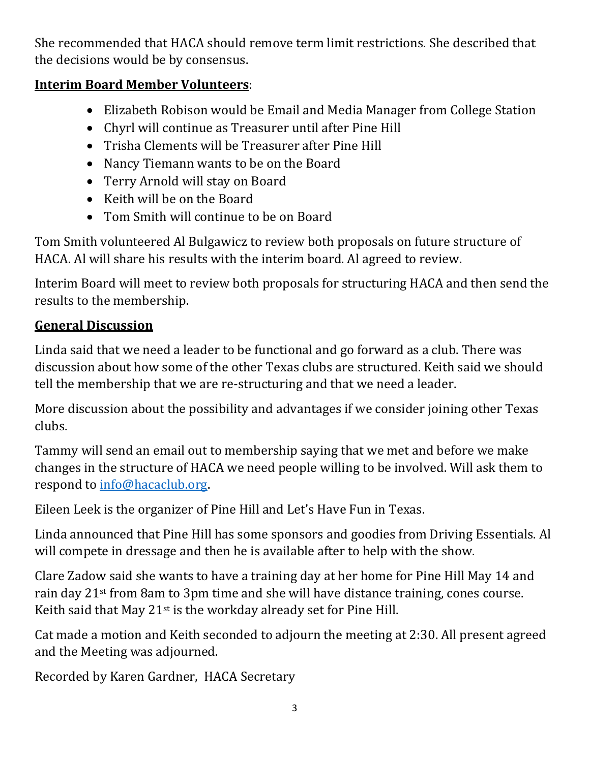She recommended that HACA should remove term limit restrictions. She described that the decisions would be by consensus.

**Interim Board Member Volunteers**:

- Elizabeth Robison would be Email and Media Manager from College Station
- Chyrl will continue as Treasurer until after Pine Hill
- Trisha Clements will be Treasurer after Pine Hill
- Nancy Tiemann wants to be on the Board
- Terry Arnold will stay on Board
- Keith will be on the Board
- Tom Smith will continue to be on Board

Tom Smith volunteered Al Bulgawicz to review both proposals on future structure of HACA. Al will share his results with the interim board. Al agreed to review.

Interim Board will meet to review both proposals for structuring HACA and then send the results to the membership.

**General Discussion**

Linda said that we need a leader to be functional and go forward as a club. There was discussion about how some of the other Texas clubs are structured. Keith said we should tell the membership that we are re-structuring and that we need a leader.

More discussion about the possibility and advantages if we consider joining other Texas clubs.

Tammy will send an email out to membership saying that we met and before we make changes in the structure of HACA we need people willing to be involved. Will ask them to respond to info@hacaclub.org.

Eileen Leek is the organizer of Pine Hill and Let's Have Fun in Texas.

Linda announced that Pine Hill has some sponsors and goodies from Driving Essentials. Al will compete in dressage and then he is available after to help with the show.

Clare Zadow said she wants to have a training day at her home for Pine Hill May 14 and rain day 21st from 8am to 3pm time and she will have distance training, cones course. Keith said that May 21st is the workday already set for Pine Hill.

Cat made a motion and Keith seconded to adjourn the meeting at 2:30. All present agreed and the Meeting was adjourned.

Recorded by Karen Gardner, HACA Secretary